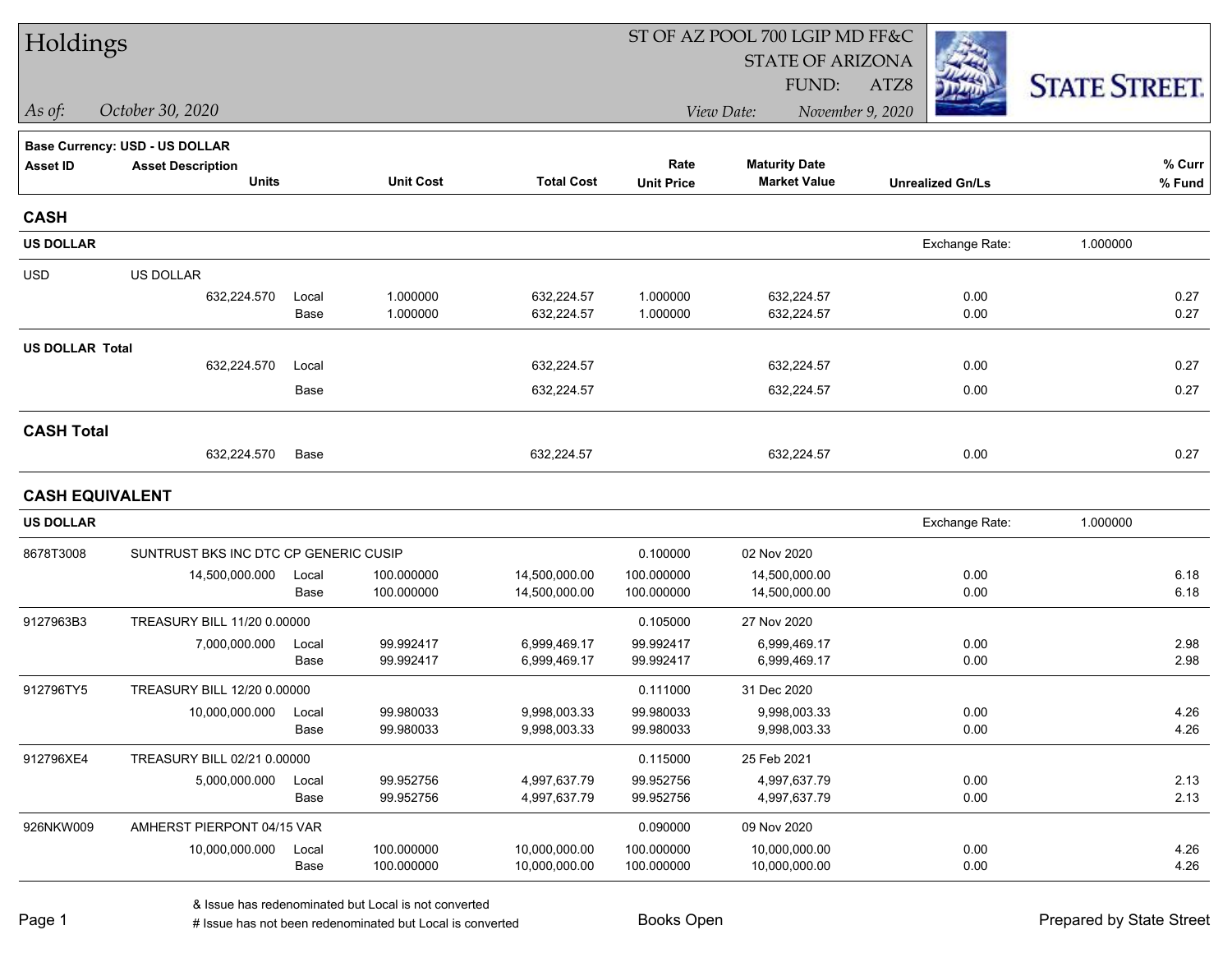# Holdings

ST OF AZ POOL 700 LGIP MD FF&C
STATE OF ARIZONA
FUND: ATZ8

*As of:* *October 30, 2020*

*View Date:* *November 9, 2020*

STATE STREET.

**Base Currency: USD - US DOLLAR**

| Asset ID | Asset Description / Units | | Unit Cost | Total Cost | Rate / Unit Price | Maturity Date / Market Value | Unrealized Gn/Ls | % Curr / % Fund |
|---|---|---|---|---|---|---|---|---|
| **CASH** | | | | | | | | |
| **US DOLLAR** | | | | | | | Exchange Rate: 1.000000 | |
| USD | US DOLLAR | | | | | | | |
| | 632,224.570 | Local | 1.000000 | 632,224.57 | 1.000000 | 632,224.57 | 0.00 | 0.27 |
| | | Base | 1.000000 | 632,224.57 | 1.000000 | 632,224.57 | 0.00 | 0.27 |
| **US DOLLAR Total** | 632,224.570 | Local | | 632,224.57 | | 632,224.57 | 0.00 | 0.27 |
| | | Base | | 632,224.57 | | 632,224.57 | 0.00 | 0.27 |
| **CASH Total** | 632,224.570 | Base | | 632,224.57 | | 632,224.57 | 0.00 | 0.27 |
| **CASH EQUIVALENT** | | | | | | | | |
| **US DOLLAR** | | | | | | | Exchange Rate: 1.000000 | |
| 8678T3008 | SUNTRUST BKS INC DTC CP GENERIC CUSIP | | | | 0.100000 | 02 Nov 2020 | | |
| | 14,500,000.000 | Local | 100.000000 | 14,500,000.00 | 100.000000 | 14,500,000.00 | 0.00 | 6.18 |
| | | Base | 100.000000 | 14,500,000.00 | 100.000000 | 14,500,000.00 | 0.00 | 6.18 |
| 9127963B3 | TREASURY BILL 11/20 0.00000 | | | | 0.105000 | 27 Nov 2020 | | |
| | 7,000,000.000 | Local | 99.992417 | 6,999,469.17 | 99.992417 | 6,999,469.17 | 0.00 | 2.98 |
| | | Base | 99.992417 | 6,999,469.17 | 99.992417 | 6,999,469.17 | 0.00 | 2.98 |
| 912796TY5 | TREASURY BILL 12/20 0.00000 | | | | 0.111000 | 31 Dec 2020 | | |
| | 10,000,000.000 | Local | 99.980033 | 9,998,003.33 | 99.980033 | 9,998,003.33 | 0.00 | 4.26 |
| | | Base | 99.980033 | 9,998,003.33 | 99.980033 | 9,998,003.33 | 0.00 | 4.26 |
| 912796XE4 | TREASURY BILL 02/21 0.00000 | | | | 0.115000 | 25 Feb 2021 | | |
| | 5,000,000.000 | Local | 99.952756 | 4,997,637.79 | 99.952756 | 4,997,637.79 | 0.00 | 2.13 |
| | | Base | 99.952756 | 4,997,637.79 | 99.952756 | 4,997,637.79 | 0.00 | 2.13 |
| 926NKW009 | AMHERST PIERPONT 04/15 VAR | | | | 0.090000 | 09 Nov 2020 | | |
| | 10,000,000.000 | Local | 100.000000 | 10,000,000.00 | 100.000000 | 10,000,000.00 | 0.00 | 4.26 |
| | | Base | 100.000000 | 10,000,000.00 | 100.000000 | 10,000,000.00 | 0.00 | 4.26 |

& Issue has redenominated but Local is not converted
# Issue has not been redenominated but Local is converted

Books Open

Prepared by State Street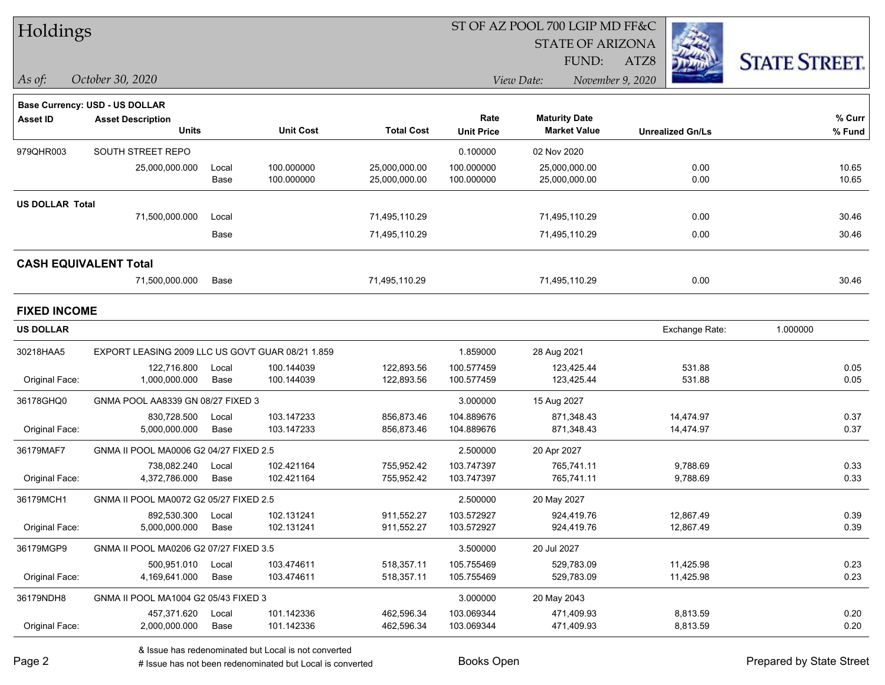# Holdings

ST OF AZ POOL 700 LGIP MD FF&C
STATE OF ARIZONA
FUND: ATZ8

*As of:* *October 30, 2020*
*View Date:* *November 9, 2020*

**Base Currency: USD - US DOLLAR**

| Asset ID | Asset Description / Units | | Unit Cost | Total Cost | Rate / Unit Price | Maturity Date / Market Value | Unrealized Gn/Ls | % Curr / % Fund |
|---|---|---|---|---|---|---|---|---|
| 979QHR003 | SOUTH STREET REPO | | | | 0.100000 | 02 Nov 2020 | | |
| | 25,000,000.000 | Local | 100.000000 | 25,000,000.00 | 100.000000 | 25,000,000.00 | 0.00 | 10.65 |
| | | Base | 100.000000 | 25,000,000.00 | 100.000000 | 25,000,000.00 | 0.00 | 10.65 |
| **US DOLLAR Total** | | | | | | | | |
| | 71,500,000.000 | Local | | 71,495,110.29 | | 71,495,110.29 | 0.00 | 30.46 |
| | | Base | | 71,495,110.29 | | 71,495,110.29 | 0.00 | 30.46 |
| **CASH EQUIVALENT Total** | | | | | | | | |
| | 71,500,000.000 | Base | | 71,495,110.29 | | 71,495,110.29 | 0.00 | 30.46 |

## FIXED INCOME

**US DOLLAR** — Exchange Rate: 1.000000

| Asset ID | Asset Description / Units | | Unit Cost | Total Cost | Rate / Unit Price | Maturity Date / Market Value | Unrealized Gn/Ls | % Curr / % Fund |
|---|---|---|---|---|---|---|---|---|
| 30218HAA5 | EXPORT LEASING 2009 LLC US GOVT GUAR 08/21 1.859 | | | | 1.859000 | 28 Aug 2021 | | |
| | 122,716.800 | Local | 100.144039 | 122,893.56 | 100.577459 | 123,425.44 | 531.88 | 0.05 |
| Original Face: | 1,000,000.000 | Base | 100.144039 | 122,893.56 | 100.577459 | 123,425.44 | 531.88 | 0.05 |
| 36178GHQ0 | GNMA POOL AA8339 GN 08/27 FIXED 3 | | | | 3.000000 | 15 Aug 2027 | | |
| | 830,728.500 | Local | 103.147233 | 856,873.46 | 104.889676 | 871,348.43 | 14,474.97 | 0.37 |
| Original Face: | 5,000,000.000 | Base | 103.147233 | 856,873.46 | 104.889676 | 871,348.43 | 14,474.97 | 0.37 |
| 36179MAF7 | GNMA II POOL MA0006 G2 04/27 FIXED 2.5 | | | | 2.500000 | 20 Apr 2027 | | |
| | 738,082.240 | Local | 102.421164 | 755,952.42 | 103.747397 | 765,741.11 | 9,788.69 | 0.33 |
| Original Face: | 4,372,786.000 | Base | 102.421164 | 755,952.42 | 103.747397 | 765,741.11 | 9,788.69 | 0.33 |
| 36179MCH1 | GNMA II POOL MA0072 G2 05/27 FIXED 2.5 | | | | 2.500000 | 20 May 2027 | | |
| | 892,530.300 | Local | 102.131241 | 911,552.27 | 103.572927 | 924,419.76 | 12,867.49 | 0.39 |
| Original Face: | 5,000,000.000 | Base | 102.131241 | 911,552.27 | 103.572927 | 924,419.76 | 12,867.49 | 0.39 |
| 36179MGP9 | GNMA II POOL MA0206 G2 07/27 FIXED 3.5 | | | | 3.500000 | 20 Jul 2027 | | |
| | 500,951.010 | Local | 103.474611 | 518,357.11 | 105.755469 | 529,783.09 | 11,425.98 | 0.23 |
| Original Face: | 4,169,641.000 | Base | 103.474611 | 518,357.11 | 105.755469 | 529,783.09 | 11,425.98 | 0.23 |
| 36179NDH8 | GNMA II POOL MA1004 G2 05/43 FIXED 3 | | | | 3.000000 | 20 May 2043 | | |
| | 457,371.620 | Local | 101.142336 | 462,596.34 | 103.069344 | 471,409.93 | 8,813.59 | 0.20 |
| Original Face: | 2,000,000.000 | Base | 101.142336 | 462,596.34 | 103.069344 | 471,409.93 | 8,813.59 | 0.20 |

& Issue has redenominated but Local is not converted
# Issue has not been redenominated but Local is converted

Books Open

Prepared by State Street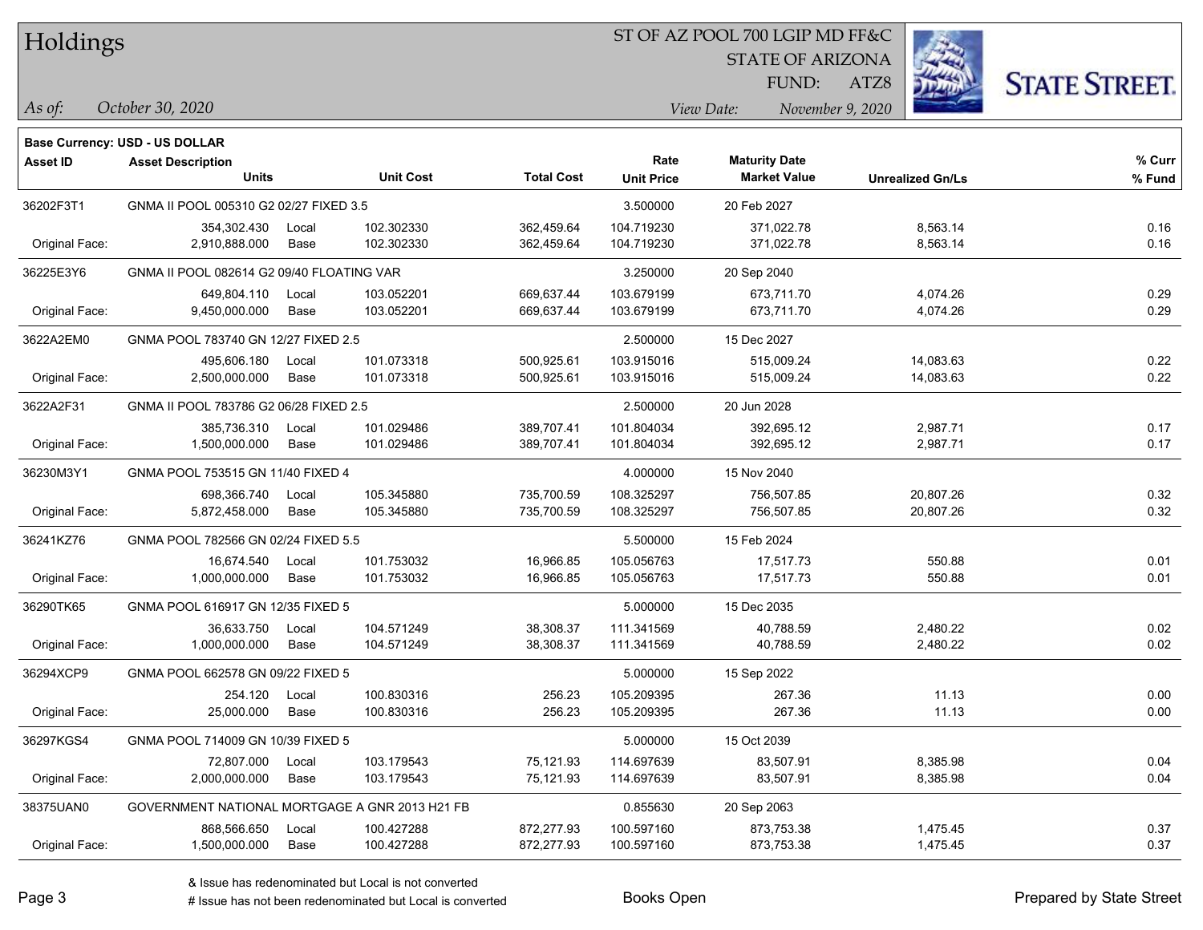# Holdings

ST OF AZ POOL 700 LGIP MD FF&C
STATE OF ARIZONA
FUND: ATZ8

*As of:* *October 30, 2020*
*View Date:* *November 9, 2020*

**Base Currency: USD - US DOLLAR**

| Asset ID | Asset Description / Units | | Unit Cost | Total Cost | Rate / Unit Price | Maturity Date / Market Value | Unrealized Gn/Ls | % Curr / % Fund |
|---|---|---|---|---|---|---|---|---|
| 36202F3T1 | GNMA II POOL 005310 G2 02/27 FIXED 3.5 | | | | 3.500000 | 20 Feb 2027 | | |
| | 354,302.430 | Local | 102.302330 | 362,459.64 | 104.719230 | 371,022.78 | 8,563.14 | 0.16 |
| Original Face: | 2,910,888.000 | Base | 102.302330 | 362,459.64 | 104.719230 | 371,022.78 | 8,563.14 | 0.16 |
| 36225E3Y6 | GNMA II POOL 082614 G2 09/40 FLOATING VAR | | | | 3.250000 | 20 Sep 2040 | | |
| | 649,804.110 | Local | 103.052201 | 669,637.44 | 103.679199 | 673,711.70 | 4,074.26 | 0.29 |
| Original Face: | 9,450,000.000 | Base | 103.052201 | 669,637.44 | 103.679199 | 673,711.70 | 4,074.26 | 0.29 |
| 3622A2EM0 | GNMA POOL 783740 GN 12/27 FIXED 2.5 | | | | 2.500000 | 15 Dec 2027 | | |
| | 495,606.180 | Local | 101.073318 | 500,925.61 | 103.915016 | 515,009.24 | 14,083.63 | 0.22 |
| Original Face: | 2,500,000.000 | Base | 101.073318 | 500,925.61 | 103.915016 | 515,009.24 | 14,083.63 | 0.22 |
| 3622A2F31 | GNMA II POOL 783786 G2 06/28 FIXED 2.5 | | | | 2.500000 | 20 Jun 2028 | | |
| | 385,736.310 | Local | 101.029486 | 389,707.41 | 101.804034 | 392,695.12 | 2,987.71 | 0.17 |
| Original Face: | 1,500,000.000 | Base | 101.029486 | 389,707.41 | 101.804034 | 392,695.12 | 2,987.71 | 0.17 |
| 36230M3Y1 | GNMA POOL 753515 GN 11/40 FIXED 4 | | | | 4.000000 | 15 Nov 2040 | | |
| | 698,366.740 | Local | 105.345880 | 735,700.59 | 108.325297 | 756,507.85 | 20,807.26 | 0.32 |
| Original Face: | 5,872,458.000 | Base | 105.345880 | 735,700.59 | 108.325297 | 756,507.85 | 20,807.26 | 0.32 |
| 36241KZ76 | GNMA POOL 782566 GN 02/24 FIXED 5.5 | | | | 5.500000 | 15 Feb 2024 | | |
| | 16,674.540 | Local | 101.753032 | 16,966.85 | 105.056763 | 17,517.73 | 550.88 | 0.01 |
| Original Face: | 1,000,000.000 | Base | 101.753032 | 16,966.85 | 105.056763 | 17,517.73 | 550.88 | 0.01 |
| 36290TK65 | GNMA POOL 616917 GN 12/35 FIXED 5 | | | | 5.000000 | 15 Dec 2035 | | |
| | 36,633.750 | Local | 104.571249 | 38,308.37 | 111.341569 | 40,788.59 | 2,480.22 | 0.02 |
| Original Face: | 1,000,000.000 | Base | 104.571249 | 38,308.37 | 111.341569 | 40,788.59 | 2,480.22 | 0.02 |
| 36294XCP9 | GNMA POOL 662578 GN 09/22 FIXED 5 | | | | 5.000000 | 15 Sep 2022 | | |
| | 254.120 | Local | 100.830316 | 256.23 | 105.209395 | 267.36 | 11.13 | 0.00 |
| Original Face: | 25,000.000 | Base | 100.830316 | 256.23 | 105.209395 | 267.36 | 11.13 | 0.00 |
| 36297KGS4 | GNMA POOL 714009 GN 10/39 FIXED 5 | | | | 5.000000 | 15 Oct 2039 | | |
| | 72,807.000 | Local | 103.179543 | 75,121.93 | 114.697639 | 83,507.91 | 8,385.98 | 0.04 |
| Original Face: | 2,000,000.000 | Base | 103.179543 | 75,121.93 | 114.697639 | 83,507.91 | 8,385.98 | 0.04 |
| 38375UAN0 | GOVERNMENT NATIONAL MORTGAGE A GNR 2013 H21 FB | | | | 0.855630 | 20 Sep 2063 | | |
| | 868,566.650 | Local | 100.427288 | 872,277.93 | 100.597160 | 873,753.38 | 1,475.45 | 0.37 |
| Original Face: | 1,500,000.000 | Base | 100.427288 | 872,277.93 | 100.597160 | 873,753.38 | 1,475.45 | 0.37 |

& Issue has redenominated but Local is not converted
# Issue has not been redenominated but Local is converted

Books Open

Prepared by State Street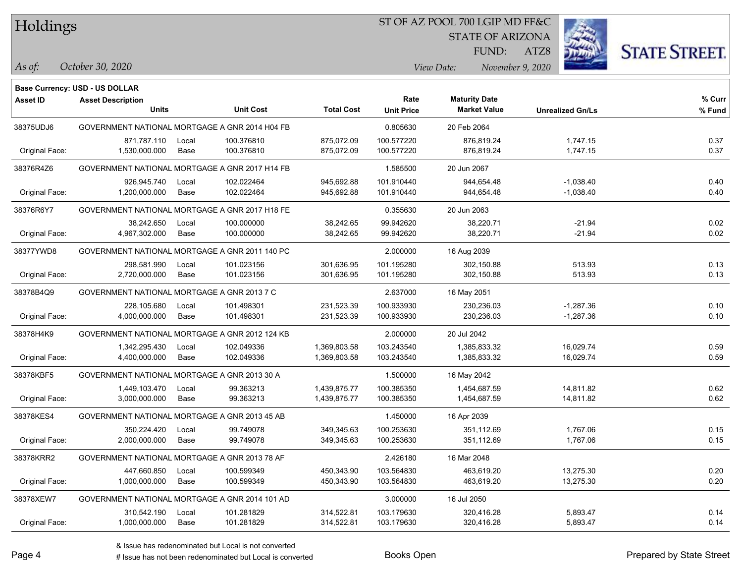**Base Currency: USD - US DOLLAR**

| Asset ID | Asset Description Units | | Unit Cost | Total Cost | Rate Unit Price | Maturity Date Market Value | Unrealized Gn/Ls | % Curr % Fund |
|---|---|---|---|---|---|---|---|---|
| 38375UDJ6 | GOVERNMENT NATIONAL MORTGAGE A GNR 2014 H04 FB | | | | 0.805630 | 20 Feb 2064 | | |
| | 871,787.110 | Local | 100.376810 | 875,072.09 | 100.577220 | 876,819.24 | 1,747.15 | 0.37 |
| Original Face: | 1,530,000.000 | Base | 100.376810 | 875,072.09 | 100.577220 | 876,819.24 | 1,747.15 | 0.37 |
| 38376R4Z6 | GOVERNMENT NATIONAL MORTGAGE A GNR 2017 H14 FB | | | | 1.585500 | 20 Jun 2067 | | |
| | 926,945.740 | Local | 102.022464 | 945,692.88 | 101.910440 | 944,654.48 | -1,038.40 | 0.40 |
| Original Face: | 1,200,000.000 | Base | 102.022464 | 945,692.88 | 101.910440 | 944,654.48 | -1,038.40 | 0.40 |
| 38376R6Y7 | GOVERNMENT NATIONAL MORTGAGE A GNR 2017 H18 FE | | | | 0.355630 | 20 Jun 2063 | | |
| | 38,242.650 | Local | 100.000000 | 38,242.65 | 99.942620 | 38,220.71 | -21.94 | 0.02 |
| Original Face: | 4,967,302.000 | Base | 100.000000 | 38,242.65 | 99.942620 | 38,220.71 | -21.94 | 0.02 |
| 38377YWD8 | GOVERNMENT NATIONAL MORTGAGE A GNR 2011 140 PC | | | | 2.000000 | 16 Aug 2039 | | |
| | 298,581.990 | Local | 101.023156 | 301,636.95 | 101.195280 | 302,150.88 | 513.93 | 0.13 |
| Original Face: | 2,720,000.000 | Base | 101.023156 | 301,636.95 | 101.195280 | 302,150.88 | 513.93 | 0.13 |
| 38378B4Q9 | GOVERNMENT NATIONAL MORTGAGE A GNR 2013 7 C | | | | 2.637000 | 16 May 2051 | | |
| | 228,105.680 | Local | 101.498301 | 231,523.39 | 100.933930 | 230,236.03 | -1,287.36 | 0.10 |
| Original Face: | 4,000,000.000 | Base | 101.498301 | 231,523.39 | 100.933930 | 230,236.03 | -1,287.36 | 0.10 |
| 38378H4K9 | GOVERNMENT NATIONAL MORTGAGE A GNR 2012 124 KB | | | | 2.000000 | 20 Jul 2042 | | |
| | 1,342,295.430 | Local | 102.049336 | 1,369,803.58 | 103.243540 | 1,385,833.32 | 16,029.74 | 0.59 |
| Original Face: | 4,400,000.000 | Base | 102.049336 | 1,369,803.58 | 103.243540 | 1,385,833.32 | 16,029.74 | 0.59 |
| 38378KBF5 | GOVERNMENT NATIONAL MORTGAGE A GNR 2013 30 A | | | | 1.500000 | 16 May 2042 | | |
| | 1,449,103.470 | Local | 99.363213 | 1,439,875.77 | 100.385350 | 1,454,687.59 | 14,811.82 | 0.62 |
| Original Face: | 3,000,000.000 | Base | 99.363213 | 1,439,875.77 | 100.385350 | 1,454,687.59 | 14,811.82 | 0.62 |
| 38378KES4 | GOVERNMENT NATIONAL MORTGAGE A GNR 2013 45 AB | | | | 1.450000 | 16 Apr 2039 | | |
| | 350,224.420 | Local | 99.749078 | 349,345.63 | 100.253630 | 351,112.69 | 1,767.06 | 0.15 |
| Original Face: | 2,000,000.000 | Base | 99.749078 | 349,345.63 | 100.253630 | 351,112.69 | 1,767.06 | 0.15 |
| 38378KRR2 | GOVERNMENT NATIONAL MORTGAGE A GNR 2013 78 AF | | | | 2.426180 | 16 Mar 2048 | | |
| | 447,660.850 | Local | 100.599349 | 450,343.90 | 103.564830 | 463,619.20 | 13,275.30 | 0.20 |
| Original Face: | 1,000,000.000 | Base | 100.599349 | 450,343.90 | 103.564830 | 463,619.20 | 13,275.30 | 0.20 |
| 38378XEW7 | GOVERNMENT NATIONAL MORTGAGE A GNR 2014 101 AD | | | | 3.000000 | 16 Jul 2050 | | |
| | 310,542.190 | Local | 101.281829 | 314,522.81 | 103.179630 | 320,416.28 | 5,893.47 | 0.14 |
| Original Face: | 1,000,000.000 | Base | 101.281829 | 314,522.81 | 103.179630 | 320,416.28 | 5,893.47 | 0.14 |

& Issue has redenominated but Local is not converted

# Issue has not been redenominated but Local is converted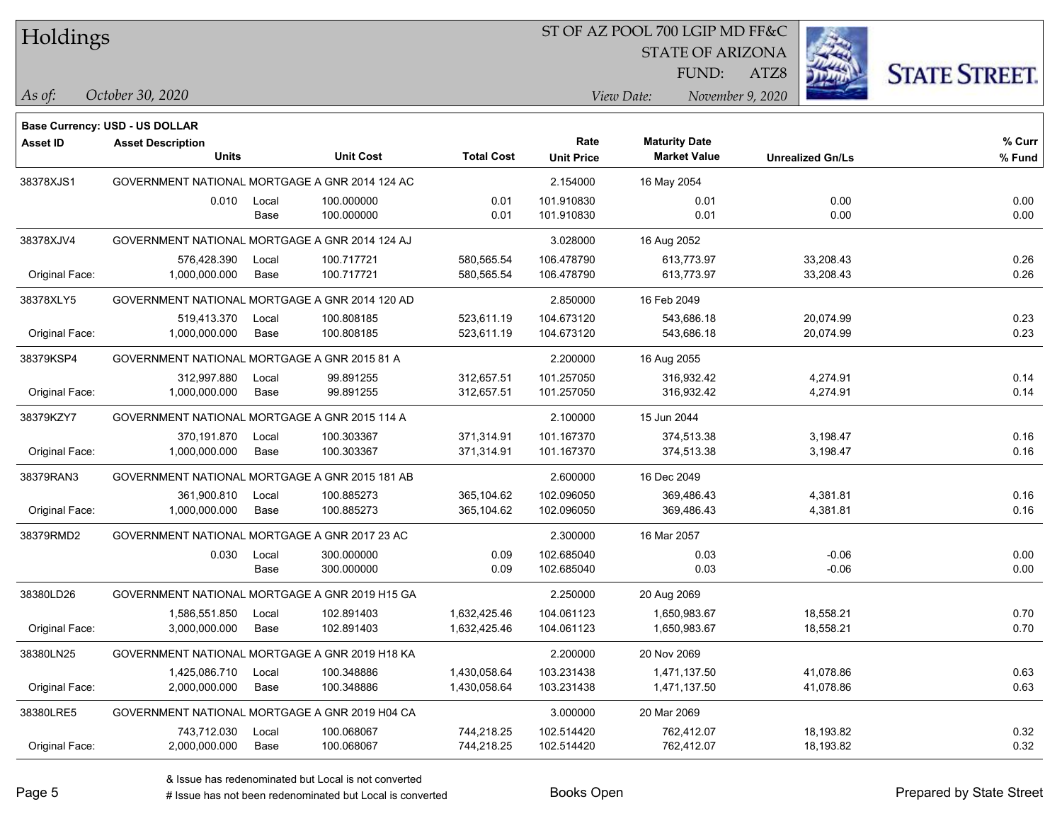# Holdings

ST OF AZ POOL 700 LGIP MD FF&C
STATE OF ARIZONA
FUND: ATZ8

*As of:* *October 30, 2020* | *View Date:* *November 9, 2020*

**Base Currency: USD - US DOLLAR**

| Asset ID | Asset Description / Units | | Unit Cost | Total Cost | Rate / Unit Price | Maturity Date / Market Value | Unrealized Gn/Ls | % Curr / % Fund |
|---|---|---|---|---|---|---|---|---|
| 38378XJS1 | GOVERNMENT NATIONAL MORTGAGE A GNR 2014 124 AC | | | | 2.154000 | 16 May 2054 | | |
| | 0.010 | Local | 100.000000 | 0.01 | 101.910830 | 0.01 | 0.00 | 0.00 |
| | | Base | 100.000000 | 0.01 | 101.910830 | 0.01 | 0.00 | 0.00 |
| 38378XJV4 | GOVERNMENT NATIONAL MORTGAGE A GNR 2014 124 AJ | | | | 3.028000 | 16 Aug 2052 | | |
| | 576,428.390 | Local | 100.717721 | 580,565.54 | 106.478790 | 613,773.97 | 33,208.43 | 0.26 |
| Original Face: | 1,000,000.000 | Base | 100.717721 | 580,565.54 | 106.478790 | 613,773.97 | 33,208.43 | 0.26 |
| 38378XLY5 | GOVERNMENT NATIONAL MORTGAGE A GNR 2014 120 AD | | | | 2.850000 | 16 Feb 2049 | | |
| | 519,413.370 | Local | 100.808185 | 523,611.19 | 104.673120 | 543,686.18 | 20,074.99 | 0.23 |
| Original Face: | 1,000,000.000 | Base | 100.808185 | 523,611.19 | 104.673120 | 543,686.18 | 20,074.99 | 0.23 |
| 38379KSP4 | GOVERNMENT NATIONAL MORTGAGE A GNR 2015 81 A | | | | 2.200000 | 16 Aug 2055 | | |
| | 312,997.880 | Local | 99.891255 | 312,657.51 | 101.257050 | 316,932.42 | 4,274.91 | 0.14 |
| Original Face: | 1,000,000.000 | Base | 99.891255 | 312,657.51 | 101.257050 | 316,932.42 | 4,274.91 | 0.14 |
| 38379KZY7 | GOVERNMENT NATIONAL MORTGAGE A GNR 2015 114 A | | | | 2.100000 | 15 Jun 2044 | | |
| | 370,191.870 | Local | 100.303367 | 371,314.91 | 101.167370 | 374,513.38 | 3,198.47 | 0.16 |
| Original Face: | 1,000,000.000 | Base | 100.303367 | 371,314.91 | 101.167370 | 374,513.38 | 3,198.47 | 0.16 |
| 38379RAN3 | GOVERNMENT NATIONAL MORTGAGE A GNR 2015 181 AB | | | | 2.600000 | 16 Dec 2049 | | |
| | 361,900.810 | Local | 100.885273 | 365,104.62 | 102.096050 | 369,486.43 | 4,381.81 | 0.16 |
| Original Face: | 1,000,000.000 | Base | 100.885273 | 365,104.62 | 102.096050 | 369,486.43 | 4,381.81 | 0.16 |
| 38379RMD2 | GOVERNMENT NATIONAL MORTGAGE A GNR 2017 23 AC | | | | 2.300000 | 16 Mar 2057 | | |
| | 0.030 | Local | 300.000000 | 0.09 | 102.685040 | 0.03 | -0.06 | 0.00 |
| | | Base | 300.000000 | 0.09 | 102.685040 | 0.03 | -0.06 | 0.00 |
| 38380LD26 | GOVERNMENT NATIONAL MORTGAGE A GNR 2019 H15 GA | | | | 2.250000 | 20 Aug 2069 | | |
| | 1,586,551.850 | Local | 102.891403 | 1,632,425.46 | 104.061123 | 1,650,983.67 | 18,558.21 | 0.70 |
| Original Face: | 3,000,000.000 | Base | 102.891403 | 1,632,425.46 | 104.061123 | 1,650,983.67 | 18,558.21 | 0.70 |
| 38380LN25 | GOVERNMENT NATIONAL MORTGAGE A GNR 2019 H18 KA | | | | 2.200000 | 20 Nov 2069 | | |
| | 1,425,086.710 | Local | 100.348886 | 1,430,058.64 | 103.231438 | 1,471,137.50 | 41,078.86 | 0.63 |
| Original Face: | 2,000,000.000 | Base | 100.348886 | 1,430,058.64 | 103.231438 | 1,471,137.50 | 41,078.86 | 0.63 |
| 38380LRE5 | GOVERNMENT NATIONAL MORTGAGE A GNR 2019 H04 CA | | | | 3.000000 | 20 Mar 2069 | | |
| | 743,712.030 | Local | 100.068067 | 744,218.25 | 102.514420 | 762,412.07 | 18,193.82 | 0.32 |
| Original Face: | 2,000,000.000 | Base | 100.068067 | 744,218.25 | 102.514420 | 762,412.07 | 18,193.82 | 0.32 |

& Issue has redenominated but Local is not converted
# Issue has not been redenominated but Local is converted

Books Open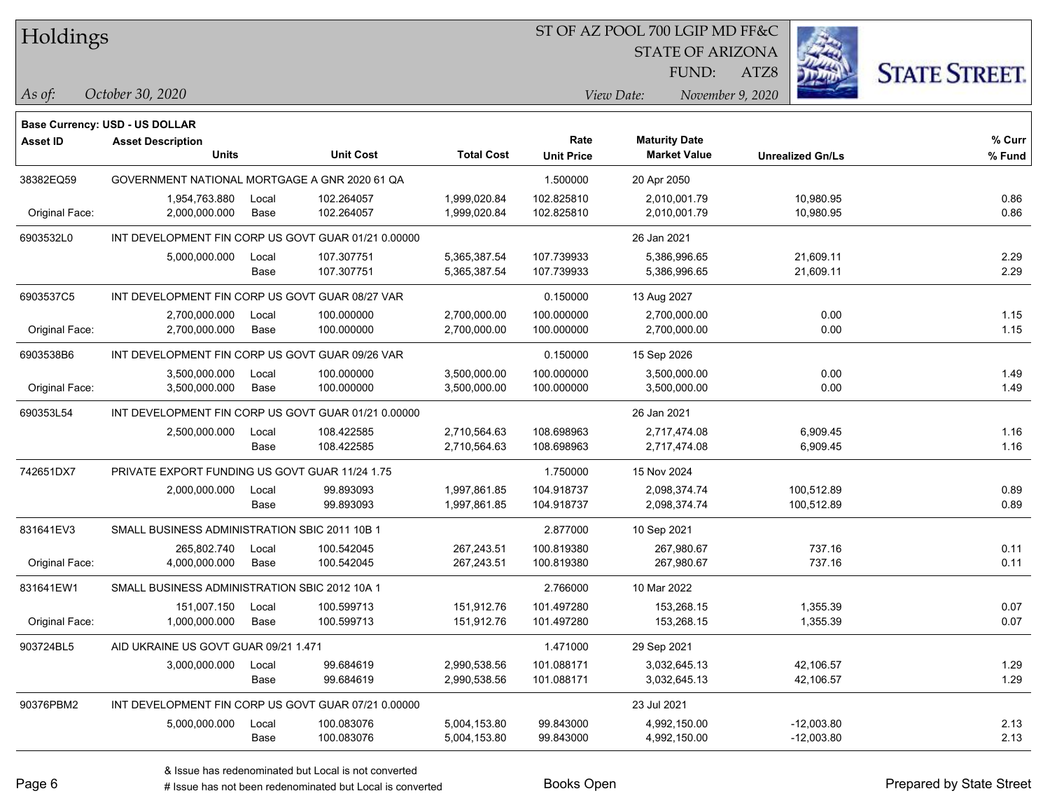# Holdings

ST OF AZ POOL 700 LGIP MD FF&C
STATE OF ARIZONA
FUND: ATZ8

*As of:* *October 30, 2020*
*View Date:* *November 9, 2020*

**Base Currency: USD - US DOLLAR**

| Asset ID | Asset Description / Units | | Unit Cost | Total Cost | Rate / Unit Price | Maturity Date / Market Value | Unrealized Gn/Ls | % Curr / % Fund |
|---|---|---|---|---|---|---|---|---|
| 38382EQ59 | GOVERNMENT NATIONAL MORTGAGE A GNR 2020 61 QA | | | | 1.500000 | 20 Apr 2050 | | |
| | 1,954,763.880 | Local | 102.264057 | 1,999,020.84 | 102.825810 | 2,010,001.79 | 10,980.95 | 0.86 |
| Original Face: | 2,000,000.000 | Base | 102.264057 | 1,999,020.84 | 102.825810 | 2,010,001.79 | 10,980.95 | 0.86 |
| 6903532L0 | INT DEVELOPMENT FIN CORP US GOVT GUAR 01/21 0.00000 | | | | | 26 Jan 2021 | | |
| | 5,000,000.000 | Local | 107.307751 | 5,365,387.54 | 107.739933 | 5,386,996.65 | 21,609.11 | 2.29 |
| | | Base | 107.307751 | 5,365,387.54 | 107.739933 | 5,386,996.65 | 21,609.11 | 2.29 |
| 6903537C5 | INT DEVELOPMENT FIN CORP US GOVT GUAR 08/27 VAR | | | | 0.150000 | 13 Aug 2027 | | |
| | 2,700,000.000 | Local | 100.000000 | 2,700,000.00 | 100.000000 | 2,700,000.00 | 0.00 | 1.15 |
| Original Face: | 2,700,000.000 | Base | 100.000000 | 2,700,000.00 | 100.000000 | 2,700,000.00 | 0.00 | 1.15 |
| 6903538B6 | INT DEVELOPMENT FIN CORP US GOVT GUAR 09/26 VAR | | | | 0.150000 | 15 Sep 2026 | | |
| | 3,500,000.000 | Local | 100.000000 | 3,500,000.00 | 100.000000 | 3,500,000.00 | 0.00 | 1.49 |
| Original Face: | 3,500,000.000 | Base | 100.000000 | 3,500,000.00 | 100.000000 | 3,500,000.00 | 0.00 | 1.49 |
| 690353L54 | INT DEVELOPMENT FIN CORP US GOVT GUAR 01/21 0.00000 | | | | | 26 Jan 2021 | | |
| | 2,500,000.000 | Local | 108.422585 | 2,710,564.63 | 108.698963 | 2,717,474.08 | 6,909.45 | 1.16 |
| | | Base | 108.422585 | 2,710,564.63 | 108.698963 | 2,717,474.08 | 6,909.45 | 1.16 |
| 742651DX7 | PRIVATE EXPORT FUNDING US GOVT GUAR 11/24 1.75 | | | | 1.750000 | 15 Nov 2024 | | |
| | 2,000,000.000 | Local | 99.893093 | 1,997,861.85 | 104.918737 | 2,098,374.74 | 100,512.89 | 0.89 |
| | | Base | 99.893093 | 1,997,861.85 | 104.918737 | 2,098,374.74 | 100,512.89 | 0.89 |
| 831641EV3 | SMALL BUSINESS ADMINISTRATION SBIC 2011 10B 1 | | | | 2.877000 | 10 Sep 2021 | | |
| | 265,802.740 | Local | 100.542045 | 267,243.51 | 100.819380 | 267,980.67 | 737.16 | 0.11 |
| Original Face: | 4,000,000.000 | Base | 100.542045 | 267,243.51 | 100.819380 | 267,980.67 | 737.16 | 0.11 |
| 831641EW1 | SMALL BUSINESS ADMINISTRATION SBIC 2012 10A 1 | | | | 2.766000 | 10 Mar 2022 | | |
| | 151,007.150 | Local | 100.599713 | 151,912.76 | 101.497280 | 153,268.15 | 1,355.39 | 0.07 |
| Original Face: | 1,000,000.000 | Base | 100.599713 | 151,912.76 | 101.497280 | 153,268.15 | 1,355.39 | 0.07 |
| 903724BL5 | AID UKRAINE US GOVT GUAR 09/21 1.471 | | | | 1.471000 | 29 Sep 2021 | | |
| | 3,000,000.000 | Local | 99.684619 | 2,990,538.56 | 101.088171 | 3,032,645.13 | 42,106.57 | 1.29 |
| | | Base | 99.684619 | 2,990,538.56 | 101.088171 | 3,032,645.13 | 42,106.57 | 1.29 |
| 90376PBM2 | INT DEVELOPMENT FIN CORP US GOVT GUAR 07/21 0.00000 | | | | | 23 Jul 2021 | | |
| | 5,000,000.000 | Local | 100.083076 | 5,004,153.80 | 99.843000 | 4,992,150.00 | -12,003.80 | 2.13 |
| | | Base | 100.083076 | 5,004,153.80 | 99.843000 | 4,992,150.00 | -12,003.80 | 2.13 |

& Issue has redenominated but Local is not converted
# Issue has not been redenominated but Local is converted

Books Open

Prepared by State Street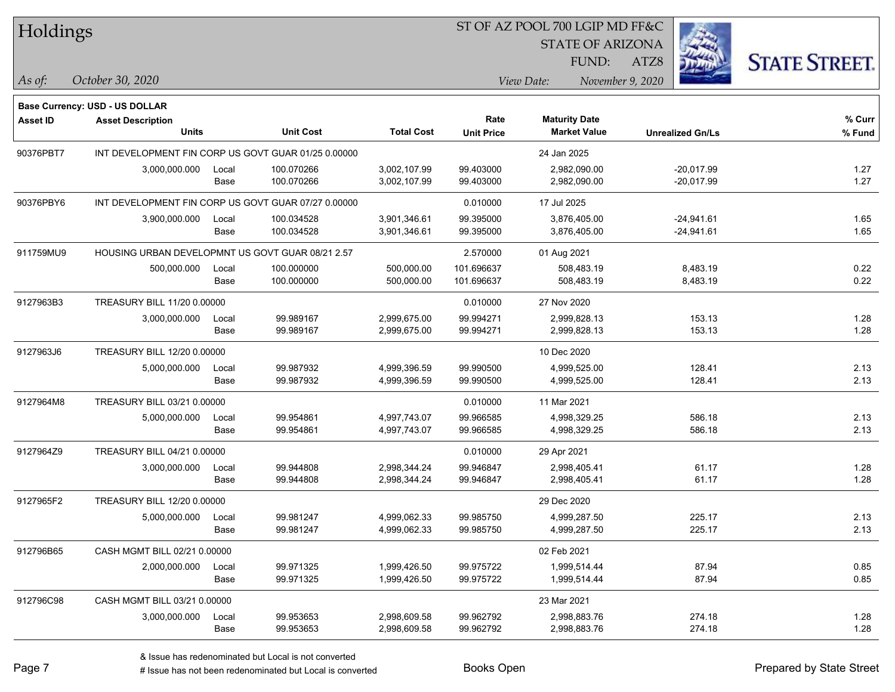# Holdings

ST OF AZ POOL 700 LGIP MD FF&C
STATE OF ARIZONA
FUND: ATZ8

*As of:* *October 30, 2020*

*View Date:* *November 9, 2020*

**Base Currency: USD - US DOLLAR**

| Asset ID | Asset Description / Units | | Unit Cost | Total Cost | Rate / Unit Price | Maturity Date / Market Value | Unrealized Gn/Ls | % Curr / % Fund |
|---|---|---|---|---|---|---|---|---|
| 90376PBT7 | INT DEVELOPMENT FIN CORP US GOVT GUAR 01/25 0.00000 | | | | | 24 Jan 2025 | | |
| | 3,000,000.000 | Local | 100.070266 | 3,002,107.99 | 99.403000 | 2,982,090.00 | -20,017.99 | 1.27 |
| | | Base | 100.070266 | 3,002,107.99 | 99.403000 | 2,982,090.00 | -20,017.99 | 1.27 |
| 90376PBY6 | INT DEVELOPMENT FIN CORP US GOVT GUAR 07/27 0.00000 | | | | 0.010000 | 17 Jul 2025 | | |
| | 3,900,000.000 | Local | 100.034528 | 3,901,346.61 | 99.395000 | 3,876,405.00 | -24,941.61 | 1.65 |
| | | Base | 100.034528 | 3,901,346.61 | 99.395000 | 3,876,405.00 | -24,941.61 | 1.65 |
| 911759MU9 | HOUSING URBAN DEVELOPMNT US GOVT GUAR 08/21 2.57 | | | | 2.570000 | 01 Aug 2021 | | |
| | 500,000.000 | Local | 100.000000 | 500,000.00 | 101.696637 | 508,483.19 | 8,483.19 | 0.22 |
| | | Base | 100.000000 | 500,000.00 | 101.696637 | 508,483.19 | 8,483.19 | 0.22 |
| 9127963B3 | TREASURY BILL 11/20 0.00000 | | | | 0.010000 | 27 Nov 2020 | | |
| | 3,000,000.000 | Local | 99.989167 | 2,999,675.00 | 99.994271 | 2,999,828.13 | 153.13 | 1.28 |
| | | Base | 99.989167 | 2,999,675.00 | 99.994271 | 2,999,828.13 | 153.13 | 1.28 |
| 9127963J6 | TREASURY BILL 12/20 0.00000 | | | | | 10 Dec 2020 | | |
| | 5,000,000.000 | Local | 99.987932 | 4,999,396.59 | 99.990500 | 4,999,525.00 | 128.41 | 2.13 |
| | | Base | 99.987932 | 4,999,396.59 | 99.990500 | 4,999,525.00 | 128.41 | 2.13 |
| 9127964M8 | TREASURY BILL 03/21 0.00000 | | | | 0.010000 | 11 Mar 2021 | | |
| | 5,000,000.000 | Local | 99.954861 | 4,997,743.07 | 99.966585 | 4,998,329.25 | 586.18 | 2.13 |
| | | Base | 99.954861 | 4,997,743.07 | 99.966585 | 4,998,329.25 | 586.18 | 2.13 |
| 9127964Z9 | TREASURY BILL 04/21 0.00000 | | | | 0.010000 | 29 Apr 2021 | | |
| | 3,000,000.000 | Local | 99.944808 | 2,998,344.24 | 99.946847 | 2,998,405.41 | 61.17 | 1.28 |
| | | Base | 99.944808 | 2,998,344.24 | 99.946847 | 2,998,405.41 | 61.17 | 1.28 |
| 9127965F2 | TREASURY BILL 12/20 0.00000 | | | | | 29 Dec 2020 | | |
| | 5,000,000.000 | Local | 99.981247 | 4,999,062.33 | 99.985750 | 4,999,287.50 | 225.17 | 2.13 |
| | | Base | 99.981247 | 4,999,062.33 | 99.985750 | 4,999,287.50 | 225.17 | 2.13 |
| 912796B65 | CASH MGMT BILL 02/21 0.00000 | | | | | 02 Feb 2021 | | |
| | 2,000,000.000 | Local | 99.971325 | 1,999,426.50 | 99.975722 | 1,999,514.44 | 87.94 | 0.85 |
| | | Base | 99.971325 | 1,999,426.50 | 99.975722 | 1,999,514.44 | 87.94 | 0.85 |
| 912796C98 | CASH MGMT BILL 03/21 0.00000 | | | | | 23 Mar 2021 | | |
| | 3,000,000.000 | Local | 99.953653 | 2,998,609.58 | 99.962792 | 2,998,883.76 | 274.18 | 1.28 |
| | | Base | 99.953653 | 2,998,609.58 | 99.962792 | 2,998,883.76 | 274.18 | 1.28 |

& Issue has redenominated but Local is not converted
# Issue has not been redenominated but Local is converted

Books Open

Prepared by State Street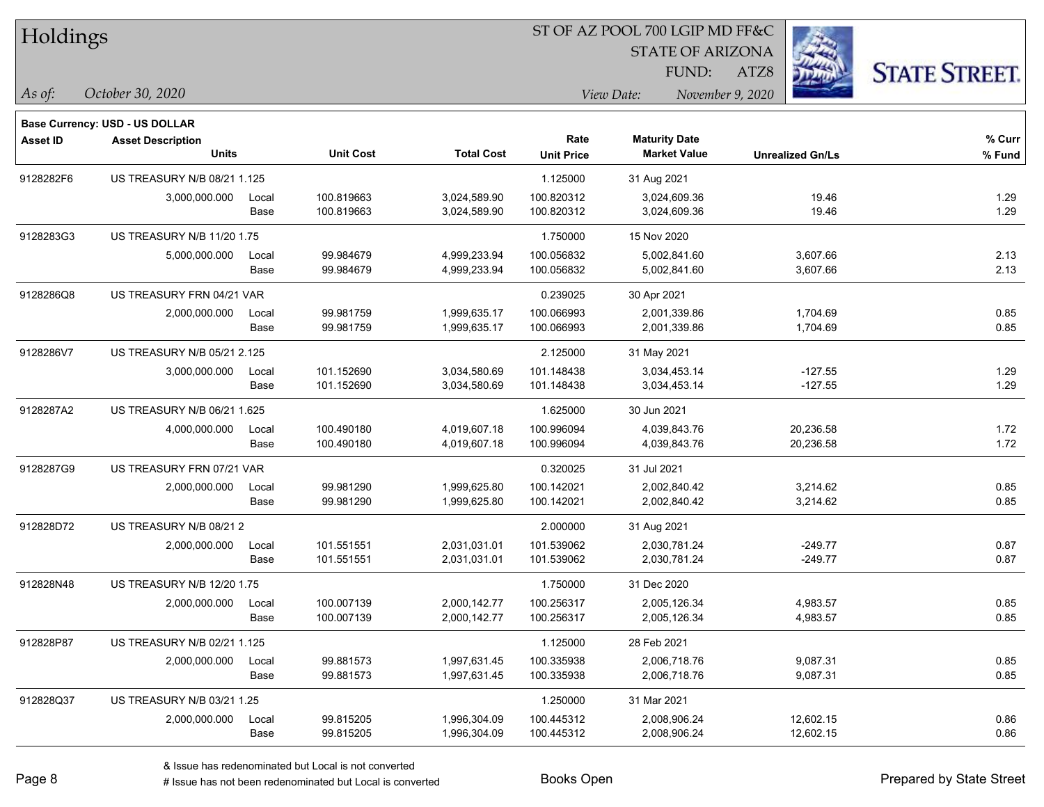# Holdings

ST OF AZ POOL 700 LGIP MD FF&C
STATE OF ARIZONA
FUND: ATZ8

*As of:* *October 30, 2020*
*View Date:* *November 9, 2020*

**Base Currency: USD - US DOLLAR**

| Asset ID | Asset Description / Units | | Unit Cost | Total Cost | Rate / Unit Price | Maturity Date / Market Value | Unrealized Gn/Ls | % Curr / % Fund |
|---|---|---|---|---|---|---|---|---|
| 9128282F6 | US TREASURY N/B 08/21 1.125 | | | | 1.125000 | 31 Aug 2021 | | |
| | 3,000,000.000 | Local | 100.819663 | 3,024,589.90 | 100.820312 | 3,024,609.36 | 19.46 | 1.29 |
| | | Base | 100.819663 | 3,024,589.90 | 100.820312 | 3,024,609.36 | 19.46 | 1.29 |
| 9128283G3 | US TREASURY N/B 11/20 1.75 | | | | 1.750000 | 15 Nov 2020 | | |
| | 5,000,000.000 | Local | 99.984679 | 4,999,233.94 | 100.056832 | 5,002,841.60 | 3,607.66 | 2.13 |
| | | Base | 99.984679 | 4,999,233.94 | 100.056832 | 5,002,841.60 | 3,607.66 | 2.13 |
| 9128286Q8 | US TREASURY FRN 04/21 VAR | | | | 0.239025 | 30 Apr 2021 | | |
| | 2,000,000.000 | Local | 99.981759 | 1,999,635.17 | 100.066993 | 2,001,339.86 | 1,704.69 | 0.85 |
| | | Base | 99.981759 | 1,999,635.17 | 100.066993 | 2,001,339.86 | 1,704.69 | 0.85 |
| 9128286V7 | US TREASURY N/B 05/21 2.125 | | | | 2.125000 | 31 May 2021 | | |
| | 3,000,000.000 | Local | 101.152690 | 3,034,580.69 | 101.148438 | 3,034,453.14 | -127.55 | 1.29 |
| | | Base | 101.152690 | 3,034,580.69 | 101.148438 | 3,034,453.14 | -127.55 | 1.29 |
| 9128287A2 | US TREASURY N/B 06/21 1.625 | | | | 1.625000 | 30 Jun 2021 | | |
| | 4,000,000.000 | Local | 100.490180 | 4,019,607.18 | 100.996094 | 4,039,843.76 | 20,236.58 | 1.72 |
| | | Base | 100.490180 | 4,019,607.18 | 100.996094 | 4,039,843.76 | 20,236.58 | 1.72 |
| 9128287G9 | US TREASURY FRN 07/21 VAR | | | | 0.320025 | 31 Jul 2021 | | |
| | 2,000,000.000 | Local | 99.981290 | 1,999,625.80 | 100.142021 | 2,002,840.42 | 3,214.62 | 0.85 |
| | | Base | 99.981290 | 1,999,625.80 | 100.142021 | 2,002,840.42 | 3,214.62 | 0.85 |
| 912828D72 | US TREASURY N/B 08/21 2 | | | | 2.000000 | 31 Aug 2021 | | |
| | 2,000,000.000 | Local | 101.551551 | 2,031,031.01 | 101.539062 | 2,030,781.24 | -249.77 | 0.87 |
| | | Base | 101.551551 | 2,031,031.01 | 101.539062 | 2,030,781.24 | -249.77 | 0.87 |
| 912828N48 | US TREASURY N/B 12/20 1.75 | | | | 1.750000 | 31 Dec 2020 | | |
| | 2,000,000.000 | Local | 100.007139 | 2,000,142.77 | 100.256317 | 2,005,126.34 | 4,983.57 | 0.85 |
| | | Base | 100.007139 | 2,000,142.77 | 100.256317 | 2,005,126.34 | 4,983.57 | 0.85 |
| 912828P87 | US TREASURY N/B 02/21 1.125 | | | | 1.125000 | 28 Feb 2021 | | |
| | 2,000,000.000 | Local | 99.881573 | 1,997,631.45 | 100.335938 | 2,006,718.76 | 9,087.31 | 0.85 |
| | | Base | 99.881573 | 1,997,631.45 | 100.335938 | 2,006,718.76 | 9,087.31 | 0.85 |
| 912828Q37 | US TREASURY N/B 03/21 1.25 | | | | 1.250000 | 31 Mar 2021 | | |
| | 2,000,000.000 | Local | 99.815205 | 1,996,304.09 | 100.445312 | 2,008,906.24 | 12,602.15 | 0.86 |
| | | Base | 99.815205 | 1,996,304.09 | 100.445312 | 2,008,906.24 | 12,602.15 | 0.86 |

& Issue has redenominated but Local is not converted
# Issue has not been redenominated but Local is converted

Books Open

Prepared by State Street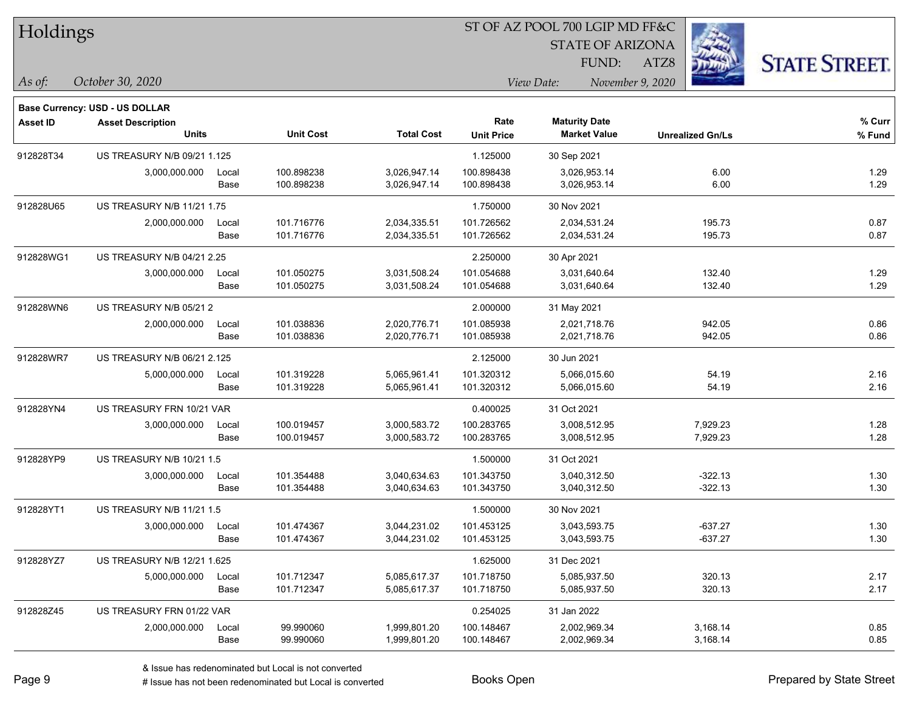# Holdings

ST OF AZ POOL 700 LGIP MD FF&C
STATE OF ARIZONA
FUND: ATZ8

*As of:* *October 30, 2020*
*View Date:* *November 9, 2020*

**Base Currency: USD - US DOLLAR**

| Asset ID | Asset Description / Units | | Unit Cost | Total Cost | Rate / Unit Price | Maturity Date / Market Value | Unrealized Gn/Ls | % Curr / % Fund |
|---|---|---|---|---|---|---|---|---|
| 912828T34 | US TREASURY N/B 09/21 1.125 | | | | 1.125000 | 30 Sep 2021 | | |
| | 3,000,000.000 | Local | 100.898238 | 3,026,947.14 | 100.898438 | 3,026,953.14 | 6.00 | 1.29 |
| | | Base | 100.898238 | 3,026,947.14 | 100.898438 | 3,026,953.14 | 6.00 | 1.29 |
| 912828U65 | US TREASURY N/B 11/21 1.75 | | | | 1.750000 | 30 Nov 2021 | | |
| | 2,000,000.000 | Local | 101.716776 | 2,034,335.51 | 101.726562 | 2,034,531.24 | 195.73 | 0.87 |
| | | Base | 101.716776 | 2,034,335.51 | 101.726562 | 2,034,531.24 | 195.73 | 0.87 |
| 912828WG1 | US TREASURY N/B 04/21 2.25 | | | | 2.250000 | 30 Apr 2021 | | |
| | 3,000,000.000 | Local | 101.050275 | 3,031,508.24 | 101.054688 | 3,031,640.64 | 132.40 | 1.29 |
| | | Base | 101.050275 | 3,031,508.24 | 101.054688 | 3,031,640.64 | 132.40 | 1.29 |
| 912828WN6 | US TREASURY N/B 05/21 2 | | | | 2.000000 | 31 May 2021 | | |
| | 2,000,000.000 | Local | 101.038836 | 2,020,776.71 | 101.085938 | 2,021,718.76 | 942.05 | 0.86 |
| | | Base | 101.038836 | 2,020,776.71 | 101.085938 | 2,021,718.76 | 942.05 | 0.86 |
| 912828WR7 | US TREASURY N/B 06/21 2.125 | | | | 2.125000 | 30 Jun 2021 | | |
| | 5,000,000.000 | Local | 101.319228 | 5,065,961.41 | 101.320312 | 5,066,015.60 | 54.19 | 2.16 |
| | | Base | 101.319228 | 5,065,961.41 | 101.320312 | 5,066,015.60 | 54.19 | 2.16 |
| 912828YN4 | US TREASURY FRN 10/21 VAR | | | | 0.400025 | 31 Oct 2021 | | |
| | 3,000,000.000 | Local | 100.019457 | 3,000,583.72 | 100.283765 | 3,008,512.95 | 7,929.23 | 1.28 |
| | | Base | 100.019457 | 3,000,583.72 | 100.283765 | 3,008,512.95 | 7,929.23 | 1.28 |
| 912828YP9 | US TREASURY N/B 10/21 1.5 | | | | 1.500000 | 31 Oct 2021 | | |
| | 3,000,000.000 | Local | 101.354488 | 3,040,634.63 | 101.343750 | 3,040,312.50 | -322.13 | 1.30 |
| | | Base | 101.354488 | 3,040,634.63 | 101.343750 | 3,040,312.50 | -322.13 | 1.30 |
| 912828YT1 | US TREASURY N/B 11/21 1.5 | | | | 1.500000 | 30 Nov 2021 | | |
| | 3,000,000.000 | Local | 101.474367 | 3,044,231.02 | 101.453125 | 3,043,593.75 | -637.27 | 1.30 |
| | | Base | 101.474367 | 3,044,231.02 | 101.453125 | 3,043,593.75 | -637.27 | 1.30 |
| 912828YZ7 | US TREASURY N/B 12/21 1.625 | | | | 1.625000 | 31 Dec 2021 | | |
| | 5,000,000.000 | Local | 101.712347 | 5,085,617.37 | 101.718750 | 5,085,937.50 | 320.13 | 2.17 |
| | | Base | 101.712347 | 5,085,617.37 | 101.718750 | 5,085,937.50 | 320.13 | 2.17 |
| 912828Z45 | US TREASURY FRN 01/22 VAR | | | | 0.254025 | 31 Jan 2022 | | |
| | 2,000,000.000 | Local | 99.990060 | 1,999,801.20 | 100.148467 | 2,002,969.34 | 3,168.14 | 0.85 |
| | | Base | 99.990060 | 1,999,801.20 | 100.148467 | 2,002,969.34 | 3,168.14 | 0.85 |

& Issue has redenominated but Local is not converted
# Issue has not been redenominated but Local is converted

Books Open

Prepared by State Street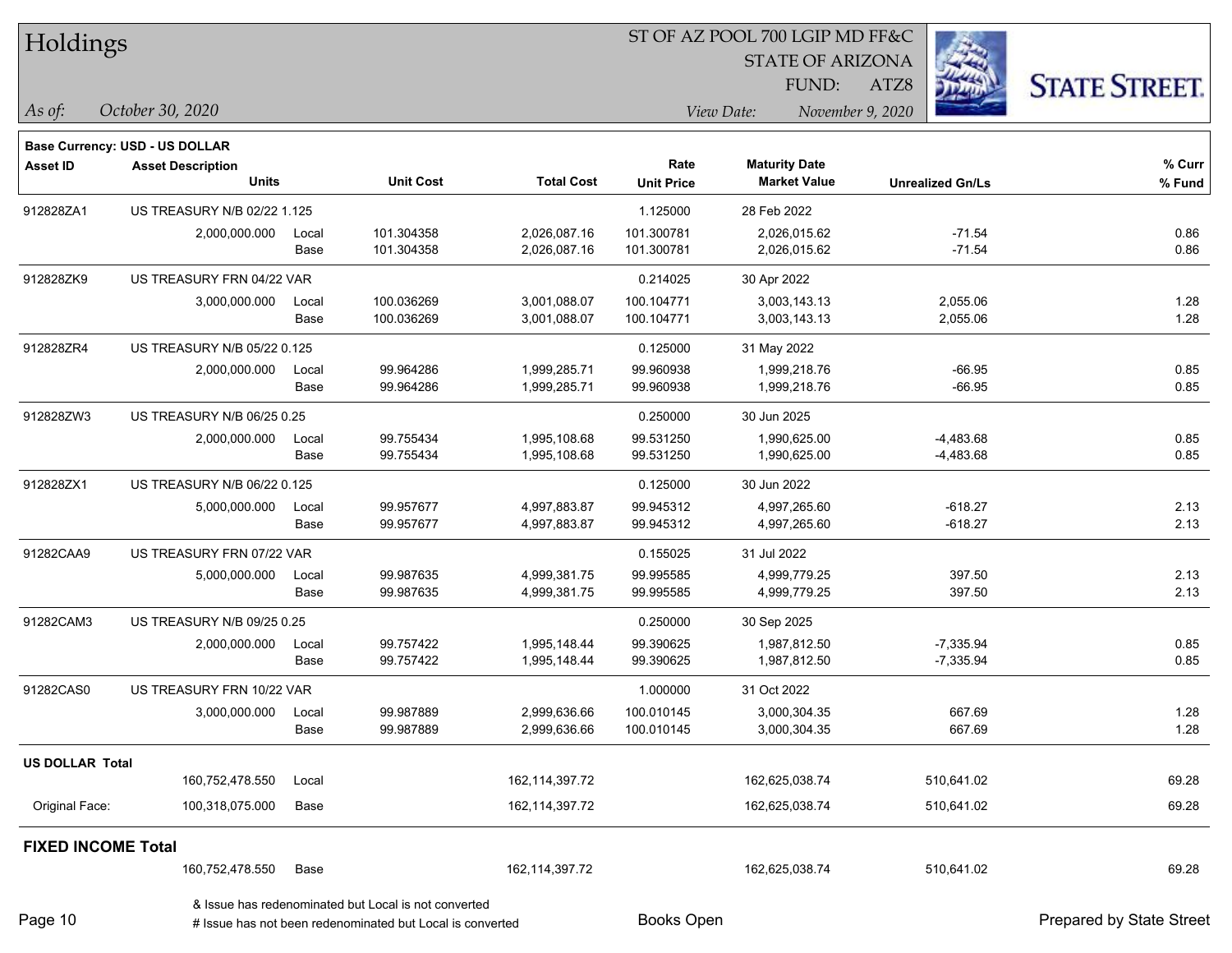# Holdings

ST OF AZ POOL 700 LGIP MD FF&C
STATE OF ARIZONA
FUND: ATZ8

*As of:* *October 30, 2020*
*View Date:* *November 9, 2020*

**Base Currency: USD - US DOLLAR**

| Asset ID | Asset Description / Units | | Unit Cost | Total Cost | Rate / Unit Price | Maturity Date / Market Value | Unrealized Gn/Ls | % Curr / % Fund |
|---|---|---|---|---|---|---|---|---|
| 912828ZA1 | US TREASURY N/B 02/22 1.125 | | | | 1.125000 | 28 Feb 2022 | | |
| | 2,000,000.000 | Local | 101.304358 | 2,026,087.16 | 101.300781 | 2,026,015.62 | -71.54 | 0.86 |
| | | Base | 101.304358 | 2,026,087.16 | 101.300781 | 2,026,015.62 | -71.54 | 0.86 |
| 912828ZK9 | US TREASURY FRN 04/22 VAR | | | | 0.214025 | 30 Apr 2022 | | |
| | 3,000,000.000 | Local | 100.036269 | 3,001,088.07 | 100.104771 | 3,003,143.13 | 2,055.06 | 1.28 |
| | | Base | 100.036269 | 3,001,088.07 | 100.104771 | 3,003,143.13 | 2,055.06 | 1.28 |
| 912828ZR4 | US TREASURY N/B 05/22 0.125 | | | | 0.125000 | 31 May 2022 | | |
| | 2,000,000.000 | Local | 99.964286 | 1,999,285.71 | 99.960938 | 1,999,218.76 | -66.95 | 0.85 |
| | | Base | 99.964286 | 1,999,285.71 | 99.960938 | 1,999,218.76 | -66.95 | 0.85 |
| 912828ZW3 | US TREASURY N/B 06/25 0.25 | | | | 0.250000 | 30 Jun 2025 | | |
| | 2,000,000.000 | Local | 99.755434 | 1,995,108.68 | 99.531250 | 1,990,625.00 | -4,483.68 | 0.85 |
| | | Base | 99.755434 | 1,995,108.68 | 99.531250 | 1,990,625.00 | -4,483.68 | 0.85 |
| 912828ZX1 | US TREASURY N/B 06/22 0.125 | | | | 0.125000 | 30 Jun 2022 | | |
| | 5,000,000.000 | Local | 99.957677 | 4,997,883.87 | 99.945312 | 4,997,265.60 | -618.27 | 2.13 |
| | | Base | 99.957677 | 4,997,883.87 | 99.945312 | 4,997,265.60 | -618.27 | 2.13 |
| 91282CAA9 | US TREASURY FRN 07/22 VAR | | | | 0.155025 | 31 Jul 2022 | | |
| | 5,000,000.000 | Local | 99.987635 | 4,999,381.75 | 99.995585 | 4,999,779.25 | 397.50 | 2.13 |
| | | Base | 99.987635 | 4,999,381.75 | 99.995585 | 4,999,779.25 | 397.50 | 2.13 |
| 91282CAM3 | US TREASURY N/B 09/25 0.25 | | | | 0.250000 | 30 Sep 2025 | | |
| | 2,000,000.000 | Local | 99.757422 | 1,995,148.44 | 99.390625 | 1,987,812.50 | -7,335.94 | 0.85 |
| | | Base | 99.757422 | 1,995,148.44 | 99.390625 | 1,987,812.50 | -7,335.94 | 0.85 |
| 91282CAS0 | US TREASURY FRN 10/22 VAR | | | | 1.000000 | 31 Oct 2022 | | |
| | 3,000,000.000 | Local | 99.987889 | 2,999,636.66 | 100.010145 | 3,000,304.35 | 667.69 | 1.28 |
| | | Base | 99.987889 | 2,999,636.66 | 100.010145 | 3,000,304.35 | 667.69 | 1.28 |
| **US DOLLAR Total** | | | | | | | | |
| | 160,752,478.550 | Local | | 162,114,397.72 | | 162,625,038.74 | 510,641.02 | 69.28 |
| Original Face: | 100,318,075.000 | Base | | 162,114,397.72 | | 162,625,038.74 | 510,641.02 | 69.28 |
| **FIXED INCOME Total** | | | | | | | | |
| | 160,752,478.550 | Base | | 162,114,397.72 | | 162,625,038.74 | 510,641.02 | 69.28 |

& Issue has redenominated but Local is not converted
# Issue has not been redenominated but Local is converted

Books Open

Prepared by State Street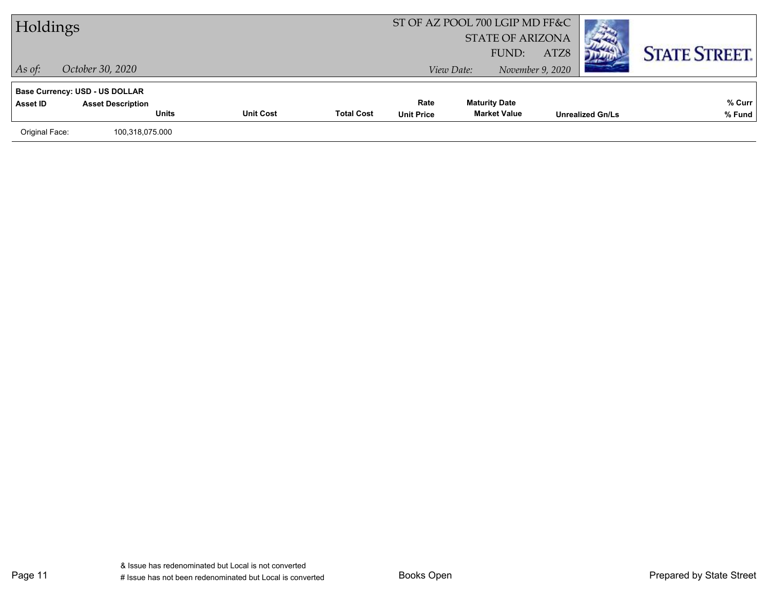**Base Currency: USD - US DOLLAR**

| Asset ID | Asset Description / Units | Unit Cost | Total Cost | Rate / Unit Price | Maturity Date / Market Value | Unrealized Gn/Ls | % Curr / % Fund |
|---|---|---|---|---|---|---|---|
| Original Face: | 100,318,075.000 | | | | | | |

& Issue has redenominated but Local is not converted

# Issue has not been redenominated but Local is converted

Books Open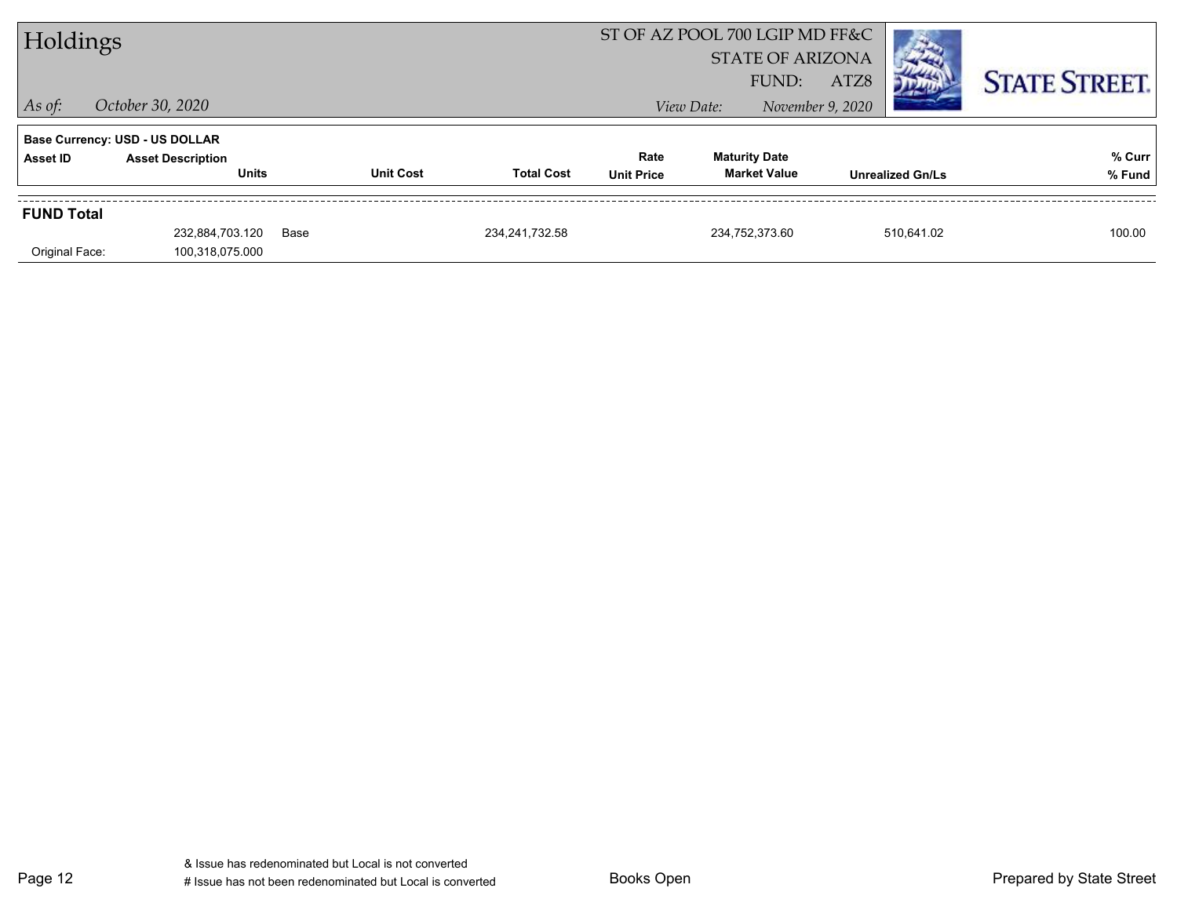# Holdings

ST OF AZ POOL 700 LGIP MD FF&C
STATE OF ARIZONA
FUND: ATZ8

*As of:* *October 30, 2020*

*View Date:* *November 9, 2020*

STATE STREET.

**Base Currency: USD - US DOLLAR**

| Asset ID | Asset Description / Units | Unit Cost | Total Cost | Rate / Unit Price | Maturity Date / Market Value | Unrealized Gn/Ls | % Curr / % Fund |
|---|---|---|---|---|---|---|---|
| **FUND Total** | | | | | | | |
| | 232,884,703.120 | Base | 234,241,732.58 | | 234,752,373.60 | 510,641.02 | 100.00 |
| Original Face: | 100,318,075.000 | | | | | | |

& Issue has redenominated but Local is not converted
# Issue has not been redenominated but Local is converted

Books Open

Prepared by State Street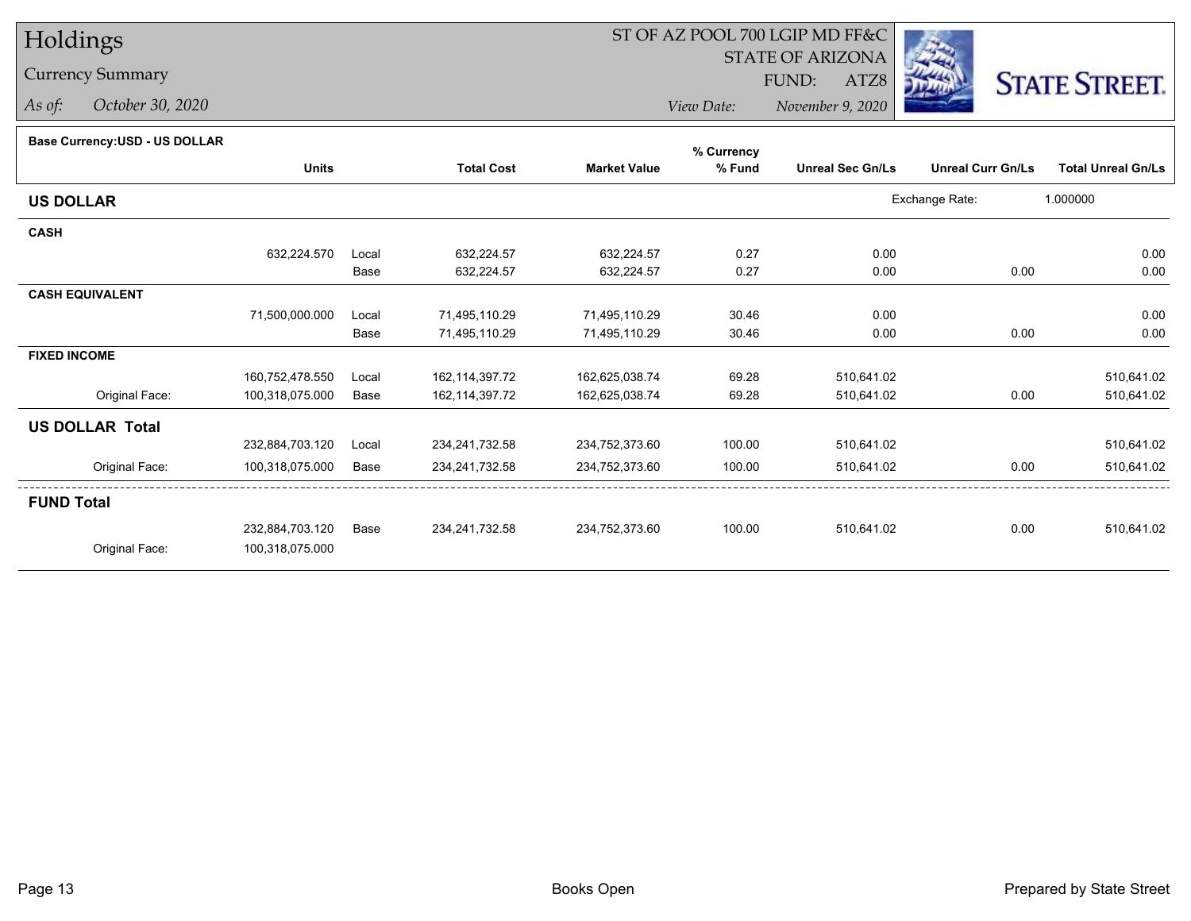# Holdings

## Currency Summary

*As of:* *October 30, 2020*

ST OF AZ POOL 700 LGIP MD FF&C
STATE OF ARIZONA
FUND: ATZ8

*View Date:* *November 9, 2020*

STATE STREET.

**Base Currency:USD - US DOLLAR**

| | Units | | Total Cost | Market Value | % Currency % Fund | Unreal Sec Gn/Ls | Unreal Curr Gn/Ls | Total Unreal Gn/Ls |
|---|---|---|---|---|---|---|---|---|
| **US DOLLAR** | | | | | | Exchange Rate: | 1.000000 | |
| **CASH** | | | | | | | | |
| | 632,224.570 | Local | 632,224.57 | 632,224.57 | 0.27 | 0.00 | | 0.00 |
| | | Base | 632,224.57 | 632,224.57 | 0.27 | 0.00 | 0.00 | 0.00 |
| **CASH EQUIVALENT** | | | | | | | | |
| | 71,500,000.000 | Local | 71,495,110.29 | 71,495,110.29 | 30.46 | 0.00 | | 0.00 |
| | | Base | 71,495,110.29 | 71,495,110.29 | 30.46 | 0.00 | 0.00 | 0.00 |
| **FIXED INCOME** | | | | | | | | |
| | 160,752,478.550 | Local | 162,114,397.72 | 162,625,038.74 | 69.28 | 510,641.02 | | 510,641.02 |
| Original Face: | 100,318,075.000 | Base | 162,114,397.72 | 162,625,038.74 | 69.28 | 510,641.02 | 0.00 | 510,641.02 |
| **US DOLLAR Total** | | | | | | | | |
| | 232,884,703.120 | Local | 234,241,732.58 | 234,752,373.60 | 100.00 | 510,641.02 | | 510,641.02 |
| Original Face: | 100,318,075.000 | Base | 234,241,732.58 | 234,752,373.60 | 100.00 | 510,641.02 | 0.00 | 510,641.02 |
| **FUND Total** | | | | | | | | |
| | 232,884,703.120 | Base | 234,241,732.58 | 234,752,373.60 | 100.00 | 510,641.02 | 0.00 | 510,641.02 |
| Original Face: | 100,318,075.000 | | | | | | | |

Books Open

Prepared by State Street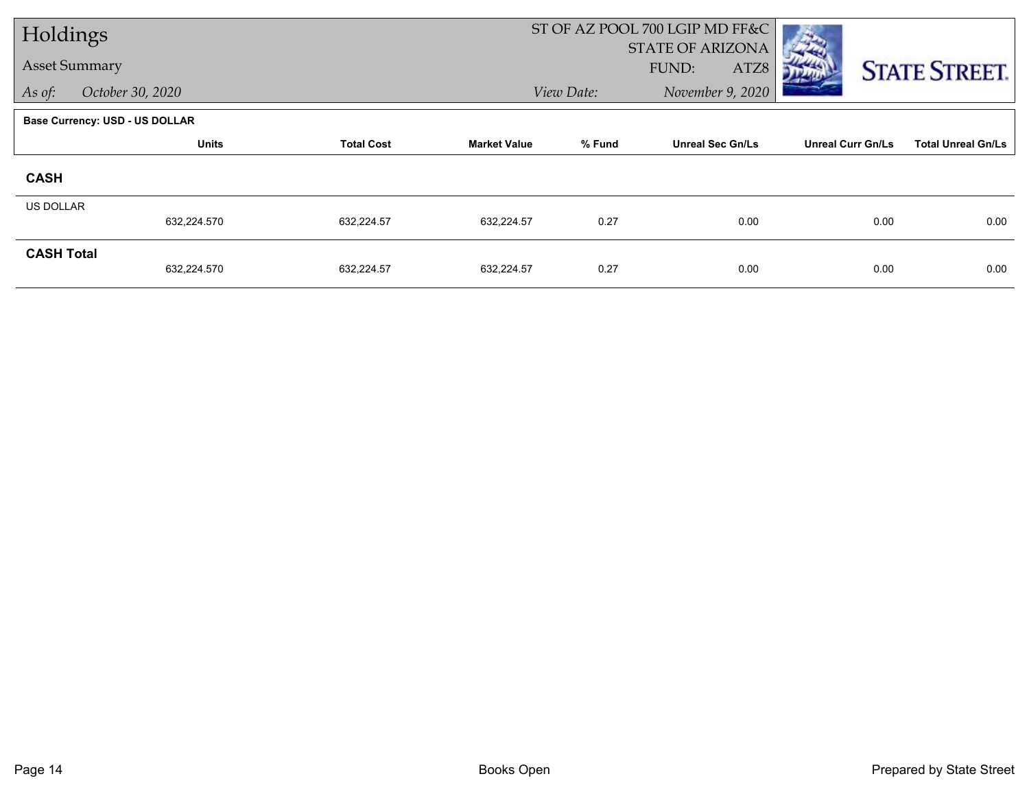# Holdings

## Asset Summary

*As of:* *October 30, 2020*

ST OF AZ POOL 700 LGIP MD FF&C
STATE OF ARIZONA
FUND: ATZ8
*View Date:* *November 9, 2020*

STATE STREET.

**Base Currency: USD - US DOLLAR**

| | Units | Total Cost | Market Value | % Fund | Unreal Sec Gn/Ls | Unreal Curr Gn/Ls | Total Unreal Gn/Ls |
|---|---|---|---|---|---|---|---|
| **CASH** | | | | | | | |
| US DOLLAR | 632,224.570 | 632,224.57 | 632,224.57 | 0.27 | 0.00 | 0.00 | 0.00 |
| **CASH Total** | 632,224.570 | 632,224.57 | 632,224.57 | 0.27 | 0.00 | 0.00 | 0.00 |

Books Open

Prepared by State Street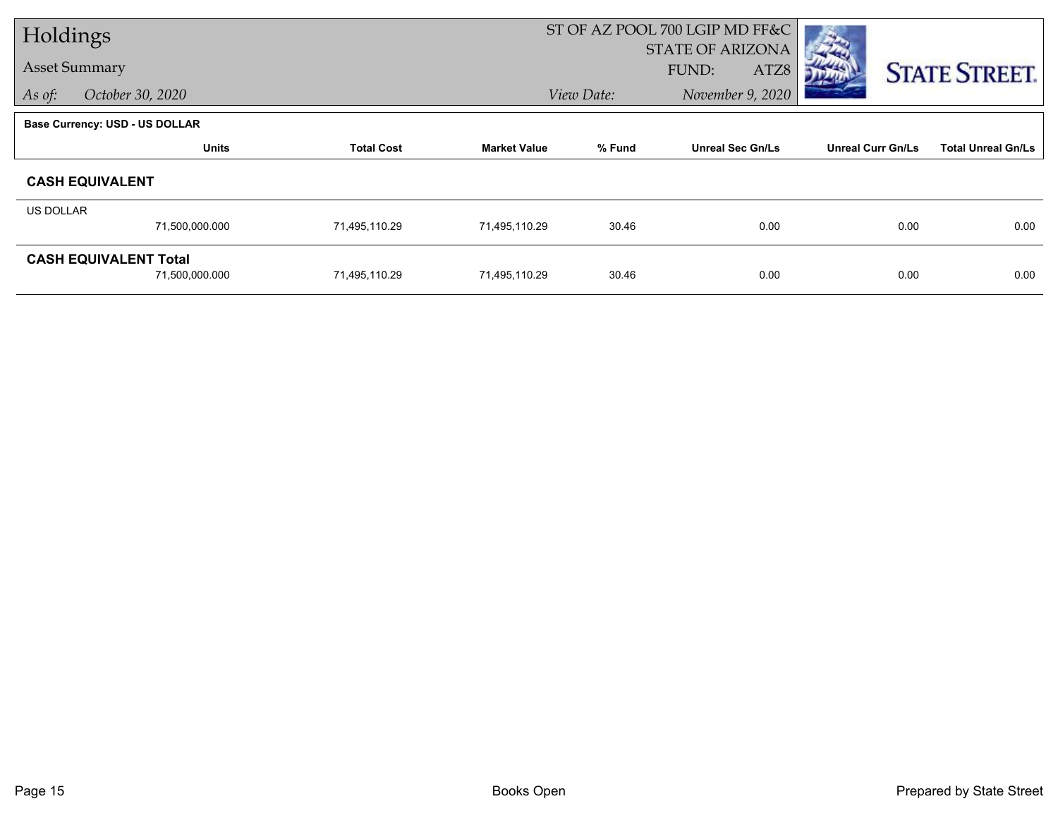# Holdings

Asset Summary

*As of: October 30, 2020*

ST OF AZ POOL 700 LGIP MD FF&C
STATE OF ARIZONA
FUND: ATZ8

*View Date: November 9, 2020*

**Base Currency: USD - US DOLLAR**

| | Units | Total Cost | Market Value | % Fund | Unreal Sec Gn/Ls | Unreal Curr Gn/Ls | Total Unreal Gn/Ls |
|---|---|---|---|---|---|---|---|
| **CASH EQUIVALENT** | | | | | | | |
| US DOLLAR | 71,500,000.000 | 71,495,110.29 | 71,495,110.29 | 30.46 | 0.00 | 0.00 | 0.00 |
| **CASH EQUIVALENT Total** | 71,500,000.000 | 71,495,110.29 | 71,495,110.29 | 30.46 | 0.00 | 0.00 | 0.00 |

Books Open

Prepared by State Street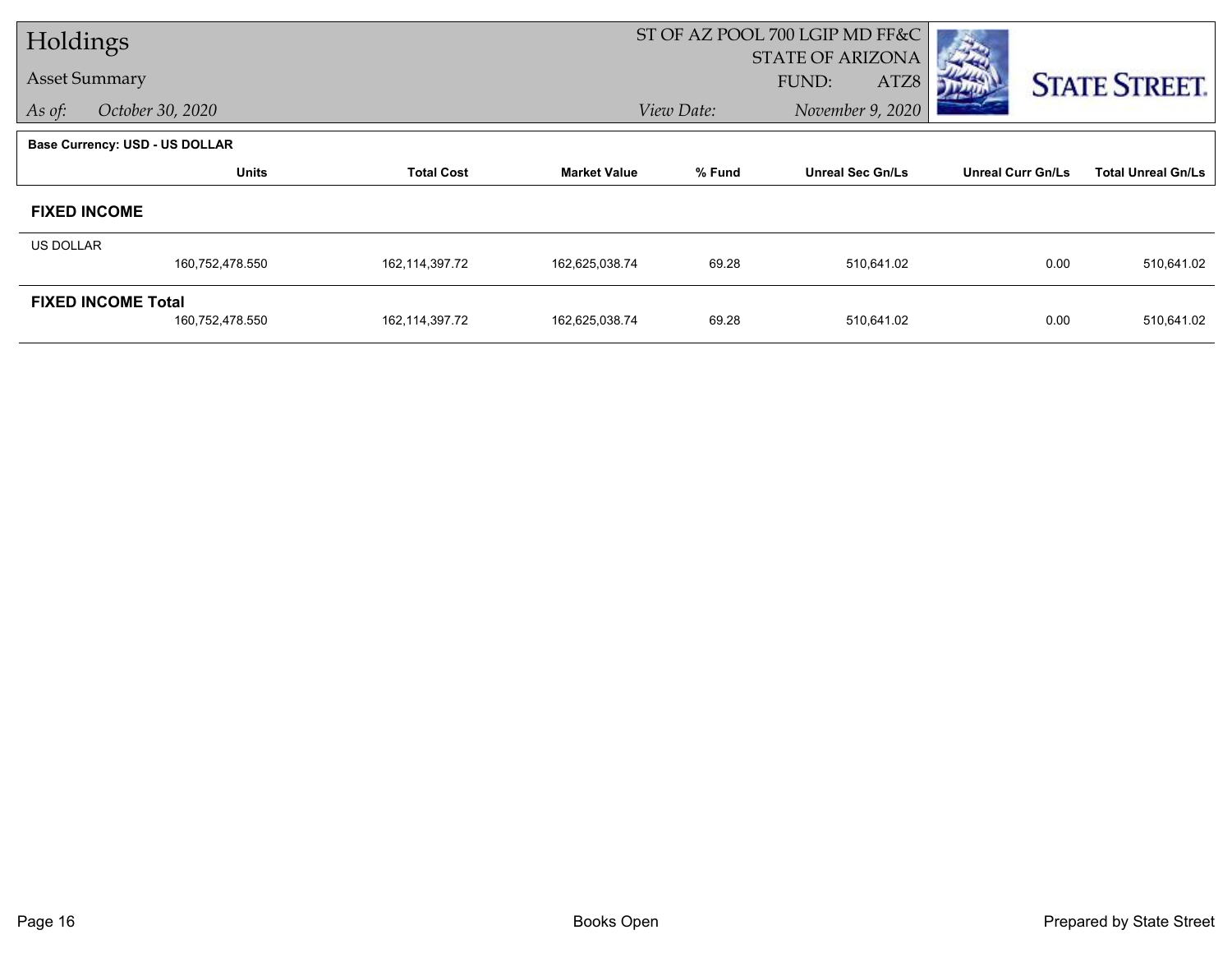# Holdings

**Asset Summary**

*As of:* *October 30, 2020*

ST OF AZ POOL 700 LGIP MD FF&C
STATE OF ARIZONA
FUND: ATZ8

*View Date:* *November 9, 2020*

STATE STREET.

**Base Currency: USD - US DOLLAR**

| | Units | Total Cost | Market Value | % Fund | Unreal Sec Gn/Ls | Unreal Curr Gn/Ls | Total Unreal Gn/Ls |
|---|---|---|---|---|---|---|---|
| **FIXED INCOME** | | | | | | | |
| US DOLLAR | 160,752,478.550 | 162,114,397.72 | 162,625,038.74 | 69.28 | 510,641.02 | 0.00 | 510,641.02 |
| **FIXED INCOME Total** | 160,752,478.550 | 162,114,397.72 | 162,625,038.74 | 69.28 | 510,641.02 | 0.00 | 510,641.02 |

Books Open

Prepared by State Street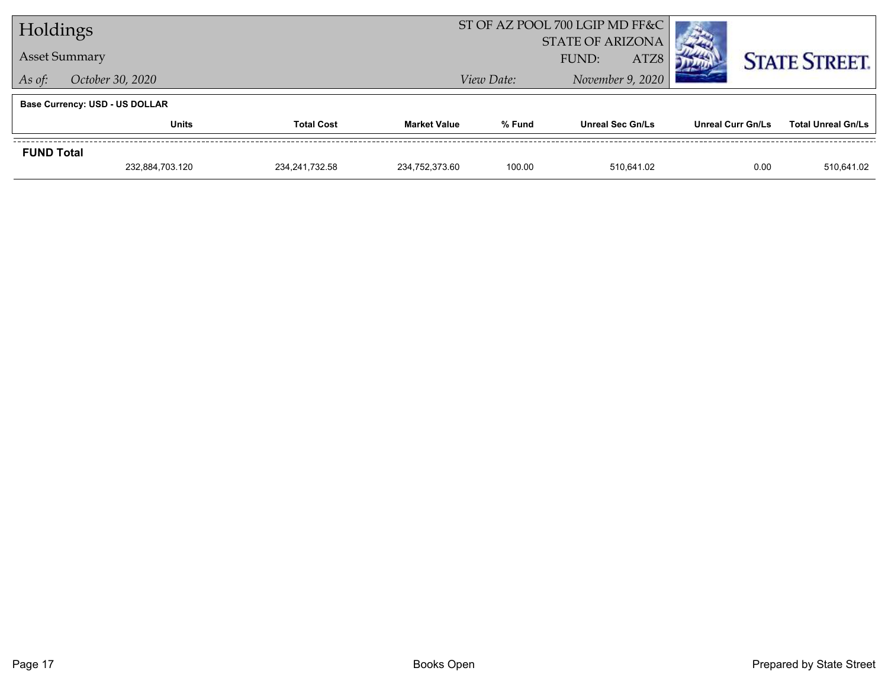# Holdings

## Asset Summary

*As of:* *October 30, 2020*

ST OF AZ POOL 700 LGIP MD FF&C
STATE OF ARIZONA
FUND: ATZ8

*View Date:* *November 9, 2020*

STATE STREET.

**Base Currency: USD - US DOLLAR**

| | Units | Total Cost | Market Value | % Fund | Unreal Sec Gn/Ls | Unreal Curr Gn/Ls | Total Unreal Gn/Ls |
|---|---|---|---|---|---|---|---|
| **FUND Total** | | | | | | | |
| | 232,884,703.120 | 234,241,732.58 | 234,752,373.60 | 100.00 | 510,641.02 | 0.00 | 510,641.02 |

Books Open

Prepared by State Street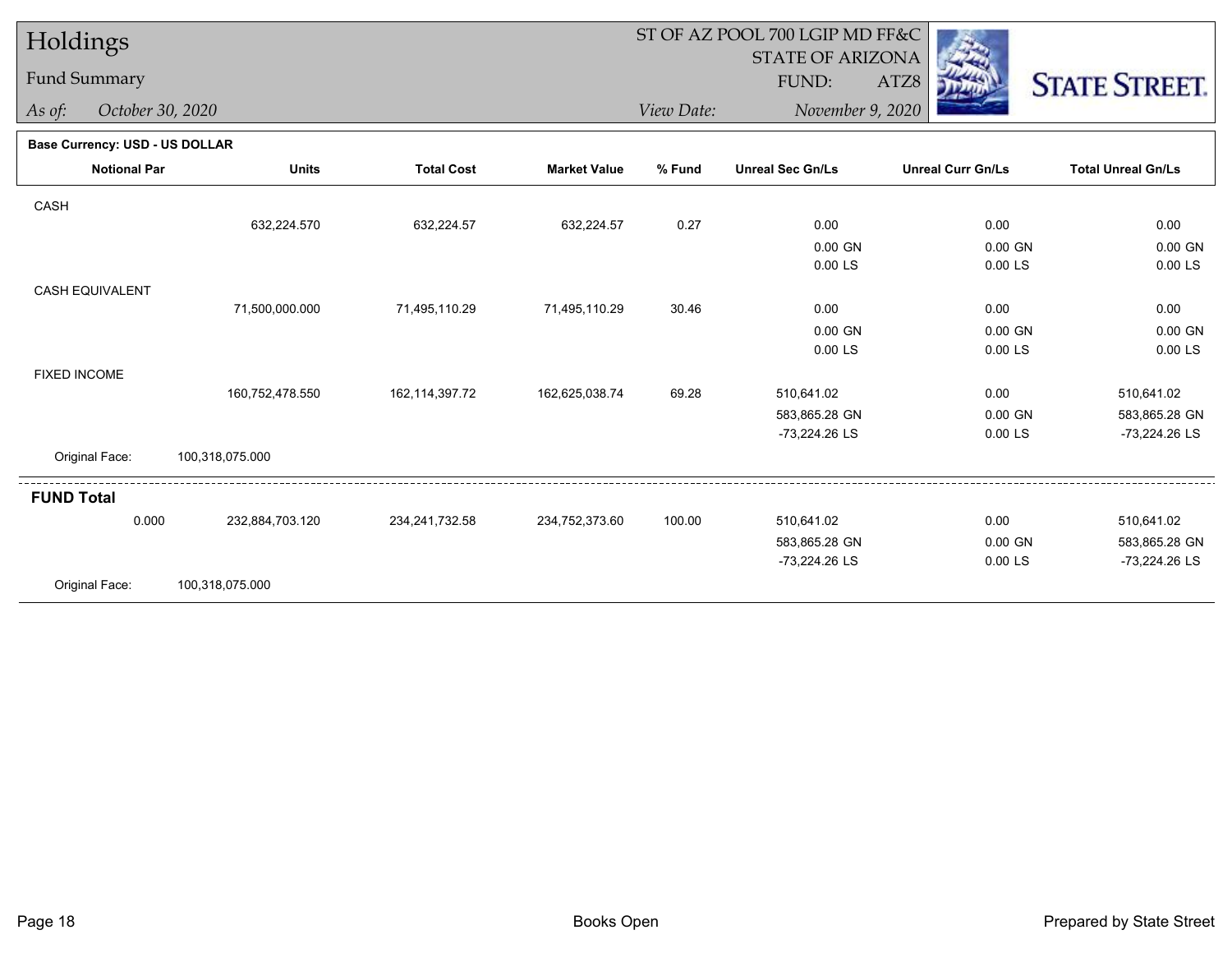# Holdings

## Fund Summary

*As of:* *October 30, 2020*

ST OF AZ POOL 700 LGIP MD FF&C
STATE OF ARIZONA
FUND: ATZ8

*View Date:* *November 9, 2020*

STATE STREET.

**Base Currency: USD - US DOLLAR**

| Notional Par | Units | Total Cost | Market Value | % Fund | Unreal Sec Gn/Ls | Unreal Curr Gn/Ls | Total Unreal Gn/Ls |
|---|---|---|---|---|---|---|---|
| CASH | | | | | | | |
| | 632,224.570 | 632,224.57 | 632,224.57 | 0.27 | 0.00 | 0.00 | 0.00 |
| | | | | | 0.00 GN | 0.00 GN | 0.00 GN |
| | | | | | 0.00 LS | 0.00 LS | 0.00 LS |
| CASH EQUIVALENT | | | | | | | |
| | 71,500,000.000 | 71,495,110.29 | 71,495,110.29 | 30.46 | 0.00 | 0.00 | 0.00 |
| | | | | | 0.00 GN | 0.00 GN | 0.00 GN |
| | | | | | 0.00 LS | 0.00 LS | 0.00 LS |
| FIXED INCOME | | | | | | | |
| | 160,752,478.550 | 162,114,397.72 | 162,625,038.74 | 69.28 | 510,641.02 | 0.00 | 510,641.02 |
| | | | | | 583,865.28 GN | 0.00 GN | 583,865.28 GN |
| | | | | | -73,224.26 LS | 0.00 LS | -73,224.26 LS |
| Original Face: | 100,318,075.000 | | | | | | |
| **FUND Total** | | | | | | | |
| 0.000 | 232,884,703.120 | 234,241,732.58 | 234,752,373.60 | 100.00 | 510,641.02 | 0.00 | 510,641.02 |
| | | | | | 583,865.28 GN | 0.00 GN | 583,865.28 GN |
| | | | | | -73,224.26 LS | 0.00 LS | -73,224.26 LS |
| Original Face: | 100,318,075.000 | | | | | | |

Books Open

Prepared by State Street